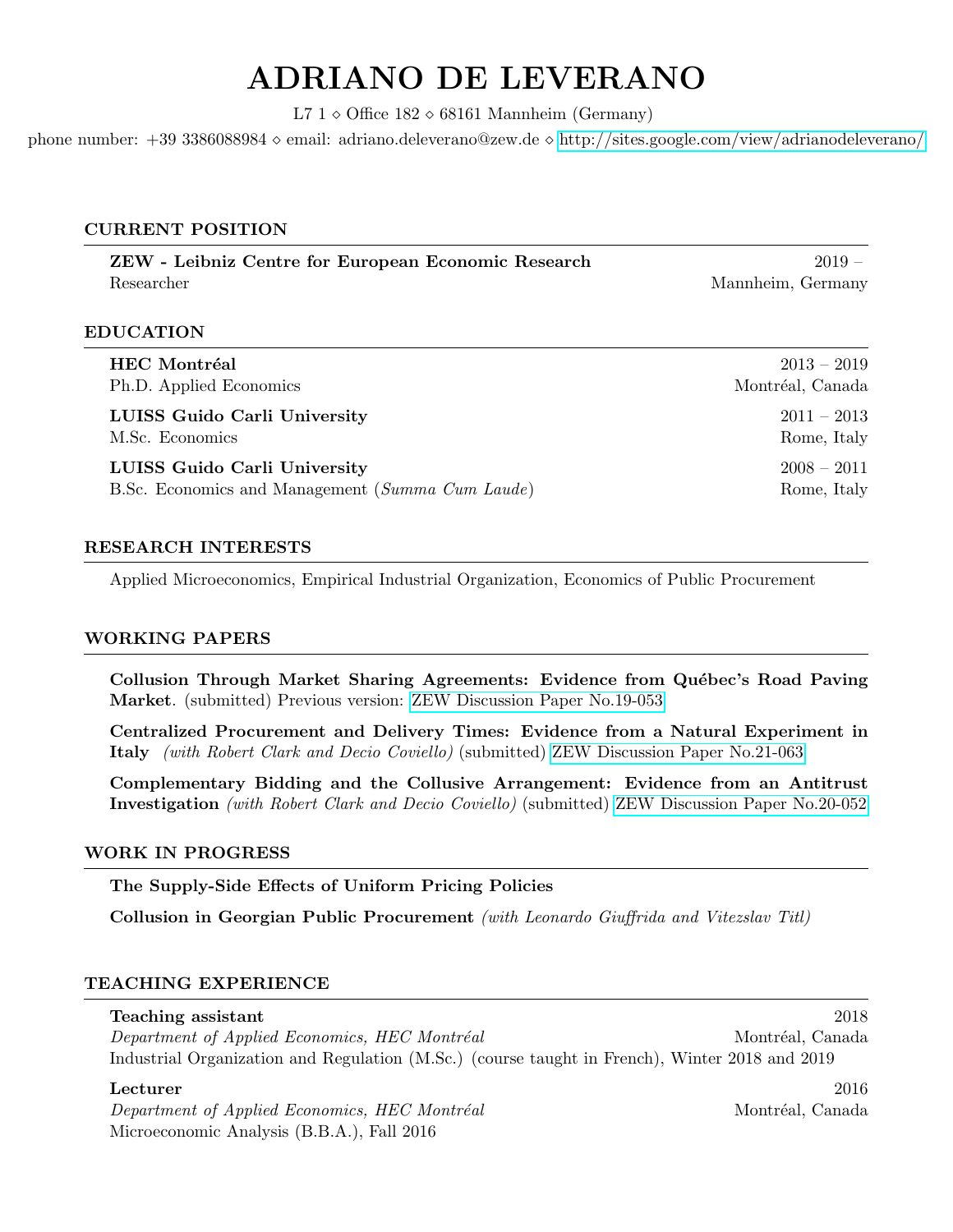# ADRIANO DE LEVERANO

L7 1 ⋄ Office 182 ⋄ 68161 Mannheim (Germany)

phone number: +39 3386088984 ⋄ email: adriano.deleverano@zew.de ⋄ http://sites.google.com/view/adrianodeleverano/

## CURRENT POSITION

**ZEW - Leibniz Centre for European Economic Research** — 2019 –
Researcher — Mannheim, Germany

## EDUCATION

**HEC Montréal** — 2013 – 2019
Ph.D. Applied Economics — Montréal, Canada

**LUISS Guido Carli University** — 2011 – 2013
M.Sc. Economics — Rome, Italy

**LUISS Guido Carli University** — 2008 – 2011
B.Sc. Economics and Management (*Summa Cum Laude*) — Rome, Italy

## RESEARCH INTERESTS

Applied Microeconomics, Empirical Industrial Organization, Economics of Public Procurement

## WORKING PAPERS

**Collusion Through Market Sharing Agreements: Evidence from Québec's Road Paving Market**. (submitted) Previous version: ZEW Discussion Paper No.19-053

**Centralized Procurement and Delivery Times: Evidence from a Natural Experiment in Italy** *(with Robert Clark and Decio Coviello)* (submitted) ZEW Discussion Paper No.21-063

**Complementary Bidding and the Collusive Arrangement: Evidence from an Antitrust Investigation** *(with Robert Clark and Decio Coviello)* (submitted) ZEW Discussion Paper No.20-052

## WORK IN PROGRESS

**The Supply-Side Effects of Uniform Pricing Policies**

**Collusion in Georgian Public Procurement** *(with Leonardo Giuffrida and Vitezslav Titl)*

## TEACHING EXPERIENCE

**Teaching assistant** — 2018
*Department of Applied Economics, HEC Montréal* — Montréal, Canada
Industrial Organization and Regulation (M.Sc.) (course taught in French), Winter 2018 and 2019

**Lecturer** — 2016
*Department of Applied Economics, HEC Montréal* — Montréal, Canada
Microeconomic Analysis (B.B.A.), Fall 2016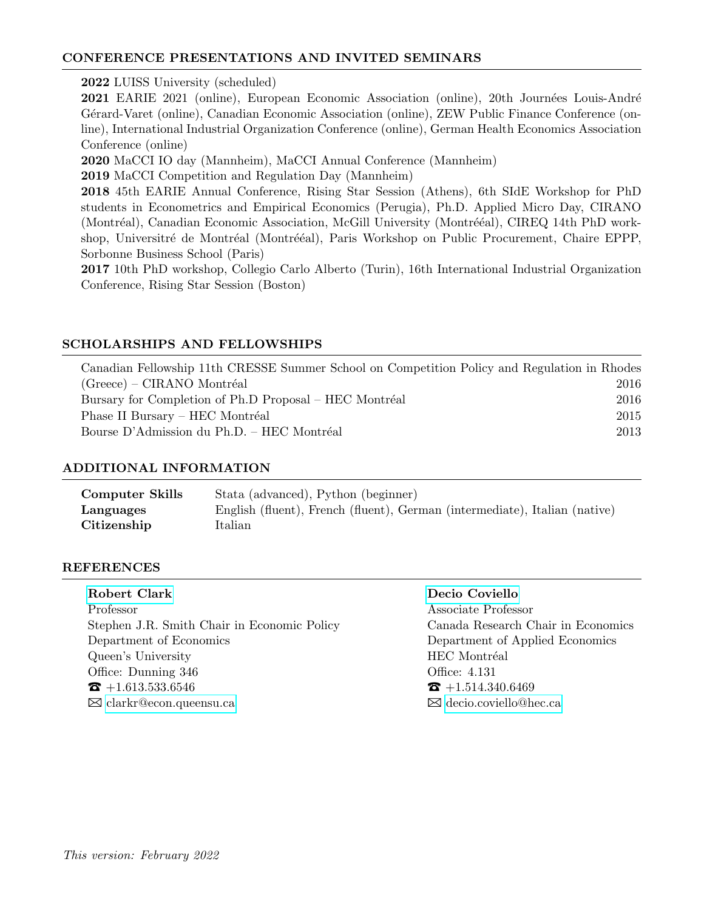## CONFERENCE PRESENTATIONS AND INVITED SEMINARS

**2022** LUISS University (scheduled)

**2021** EARIE 2021 (online), European Economic Association (online), 20th Journées Louis-André Gérard-Varet (online), Canadian Economic Association (online), ZEW Public Finance Conference (online), International Industrial Organization Conference (online), German Health Economics Association Conference (online)

**2020** MaCCI IO day (Mannheim), MaCCI Annual Conference (Mannheim)

**2019** MaCCI Competition and Regulation Day (Mannheim)

**2018** 45th EARIE Annual Conference, Rising Star Session (Athens), 6th SIdE Workshop for PhD students in Econometrics and Empirical Economics (Perugia), Ph.D. Applied Micro Day, CIRANO (Montréal), Canadian Economic Association, McGill University (Montrééal), CIREQ 14th PhD workshop, Universitré de Montréal (Montrééal), Paris Workshop on Public Procurement, Chaire EPPP, Sorbonne Business School (Paris)

**2017** 10th PhD workshop, Collegio Carlo Alberto (Turin), 16th International Industrial Organization Conference, Rising Star Session (Boston)

## SCHOLARSHIPS AND FELLOWSHIPS

| | |
|---|---|
| Canadian Fellowship 11th CRESSE Summer School on Competition Policy and Regulation in Rhodes (Greece) – CIRANO Montréal | 2016 |
| Bursary for Completion of Ph.D Proposal – HEC Montréal | 2016 |
| Phase II Bursary – HEC Montréal | 2015 |
| Bourse D'Admission du Ph.D. – HEC Montréal | 2013 |

## ADDITIONAL INFORMATION

| | |
|---|---|
| **Computer Skills** | Stata (advanced), Python (beginner) |
| **Languages** | English (fluent), French (fluent), German (intermediate), Italian (native) |
| **Citizenship** | Italian |

## REFERENCES

**Robert Clark**
Professor
Stephen J.R. Smith Chair in Economic Policy
Department of Economics
Queen's University
Office: Dunning 346
☎ +1.613.533.6546
✉ clarkr@econ.queensu.ca

**Decio Coviello**
Associate Professor
Canada Research Chair in Economics
Department of Applied Economics
HEC Montréal
Office: 4.131
☎ +1.514.340.6469
✉ decio.coviello@hec.ca

*This version: February 2022*